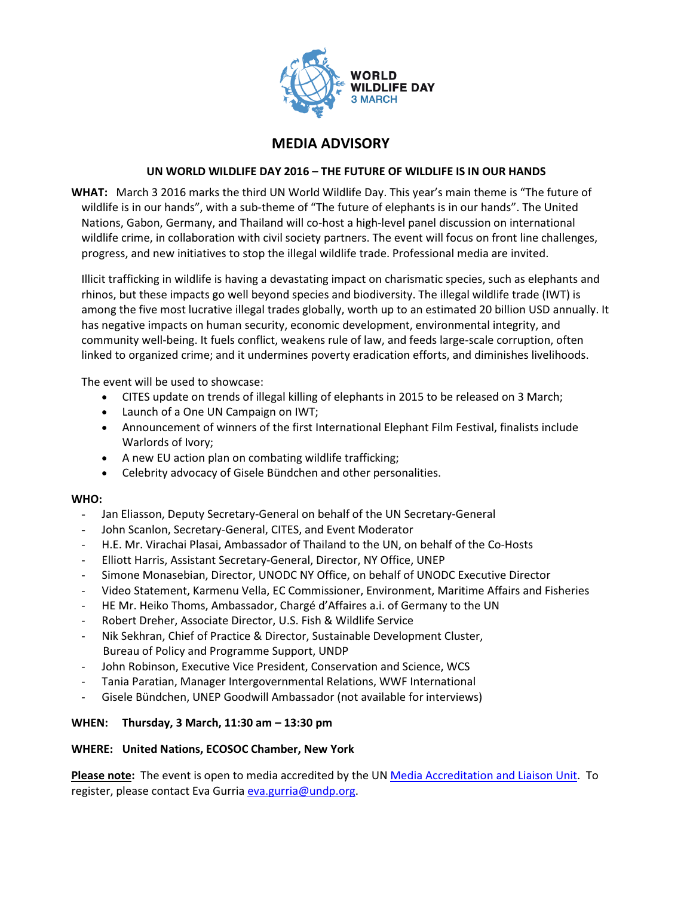WORLD WILDLIFE DAY
3 MARCH

# MEDIA ADVISORY

## UN WORLD WILDLIFE DAY 2016 – THE FUTURE OF WILDLIFE IS IN OUR HANDS

**WHAT:** March 3 2016 marks the third UN World Wildlife Day. This year's main theme is "The future of wildlife is in our hands", with a sub-theme of "The future of elephants is in our hands". The United Nations, Gabon, Germany, and Thailand will co-host a high-level panel discussion on international wildlife crime, in collaboration with civil society partners. The event will focus on front line challenges, progress, and new initiatives to stop the illegal wildlife trade. Professional media are invited.

Illicit trafficking in wildlife is having a devastating impact on charismatic species, such as elephants and rhinos, but these impacts go well beyond species and biodiversity. The illegal wildlife trade (IWT) is among the five most lucrative illegal trades globally, worth up to an estimated 20 billion USD annually. It has negative impacts on human security, economic development, environmental integrity, and community well-being. It fuels conflict, weakens rule of law, and feeds large-scale corruption, often linked to organized crime; and it undermines poverty eradication efforts, and diminishes livelihoods.

The event will be used to showcase:

- CITES update on trends of illegal killing of elephants in 2015 to be released on 3 March;
- Launch of a One UN Campaign on IWT;
- Announcement of winners of the first International Elephant Film Festival, finalists include Warlords of Ivory;
- A new EU action plan on combating wildlife trafficking;
- Celebrity advocacy of Gisele Bündchen and other personalities.

**WHO:**

- Jan Eliasson, Deputy Secretary-General on behalf of the UN Secretary-General
- John Scanlon, Secretary-General, CITES, and Event Moderator
- H.E. Mr. Virachai Plasai, Ambassador of Thailand to the UN, on behalf of the Co-Hosts
- Elliott Harris, Assistant Secretary-General, Director, NY Office, UNEP
- Simone Monasebian, Director, UNODC NY Office, on behalf of UNODC Executive Director
- Video Statement, Karmenu Vella, EC Commissioner, Environment, Maritime Affairs and Fisheries
- HE Mr. Heiko Thoms, Ambassador, Chargé d'Affaires a.i. of Germany to the UN
- Robert Dreher, Associate Director, U.S. Fish & Wildlife Service
- Nik Sekhran, Chief of Practice & Director, Sustainable Development Cluster, Bureau of Policy and Programme Support, UNDP
- John Robinson, Executive Vice President, Conservation and Science, WCS
- Tania Paratian, Manager Intergovernmental Relations, WWF International
- Gisele Bündchen, UNEP Goodwill Ambassador (not available for interviews)

**WHEN: Thursday, 3 March, 11:30 am – 13:30 pm**

**WHERE: United Nations, ECOSOC Chamber, New York**

**Please note:** The event is open to media accredited by the UN Media Accreditation and Liaison Unit. To register, please contact Eva Gurria eva.gurria@undp.org.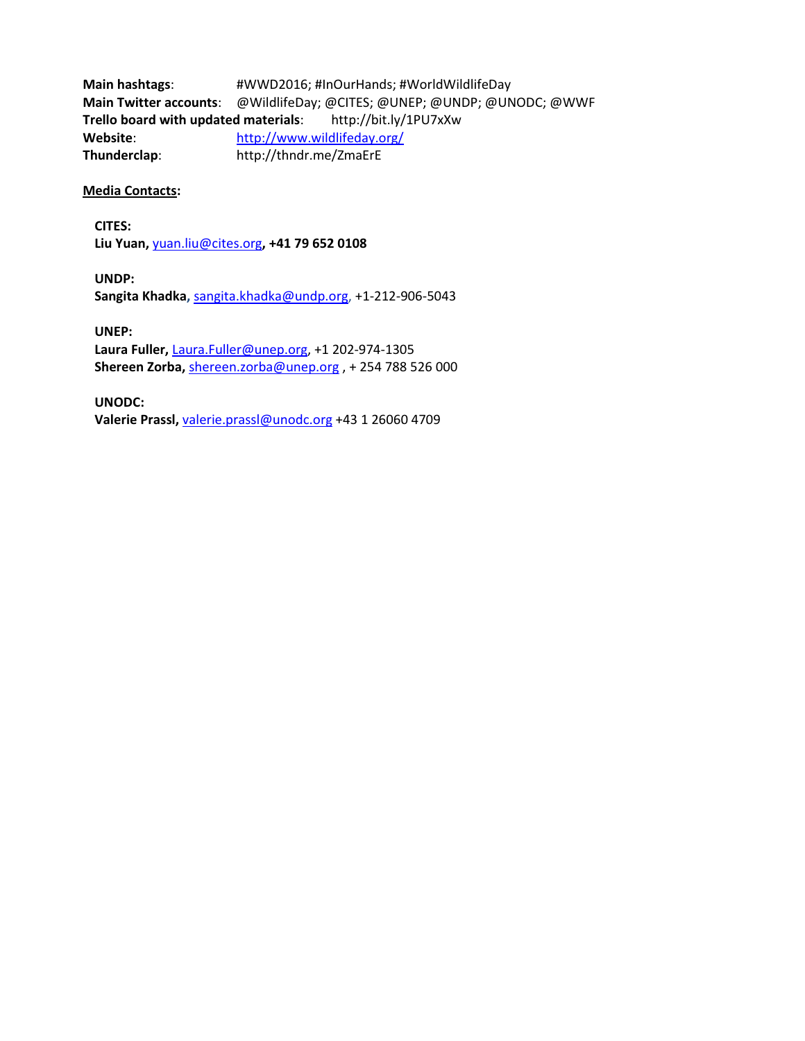**Main hashtags**: #WWD2016; #InOurHands; #WorldWildlifeDay
**Main Twitter accounts**: @WildlifeDay; @CITES; @UNEP; @UNDP; @UNODC; @WWF
**Trello board with updated materials**: http://bit.ly/1PU7xXw
**Website**: http://www.wildlifeday.org/
**Thunderclap**: http://thndr.me/ZmaErE

**Media Contacts:**

**CITES:**
**Liu Yuan,** yuan.liu@cites.org**, +41 79 652 0108**

**UNDP:**
**Sangita Khadka**, sangita.khadka@undp.org, +1-212-906-5043

**UNEP:**
**Laura Fuller,** Laura.Fuller@unep.org, +1 202-974-1305
**Shereen Zorba,** shereen.zorba@unep.org , + 254 788 526 000

**UNODC:**
**Valerie Prassl,** valerie.prassl@unodc.org +43 1 26060 4709